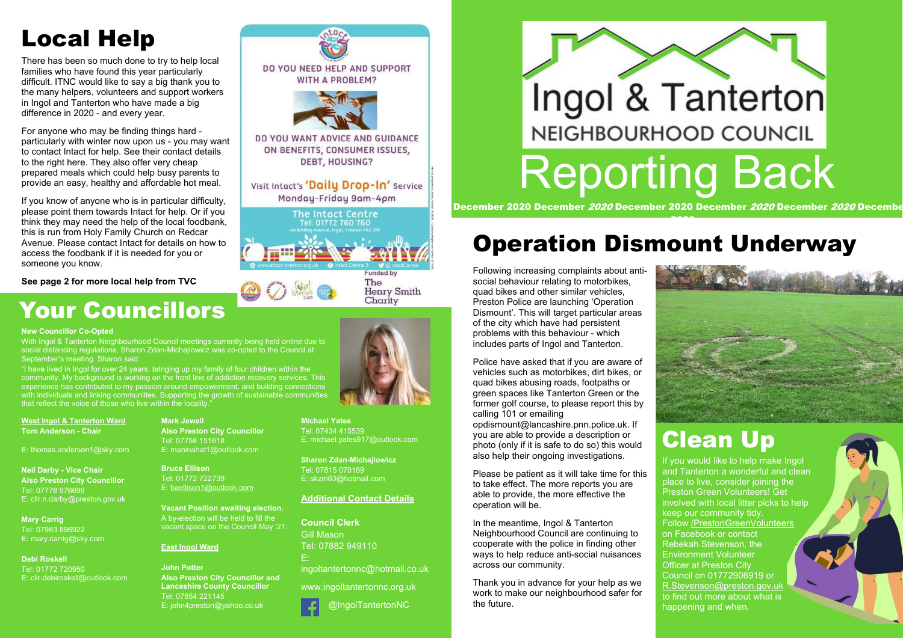# Local Help

There has been so much done to try to help local families who have found this year particularly difficult. ITNC would like to say a big thank you to the many helpers, volunteers and support workers in Ingol and Tanterton who have made a big difference in 2020 - and every year.

For anyone who may be finding things hard - particularly with winter now upon us - you may want to contact Intact for help. See their contact details to the right here. They also offer very cheap prepared meals which could help busy parents to provide an easy, healthy and affordable hot meal.

If you know of anyone who is in particular difficulty, please point them towards Intact for help. Or if you think they may need the help of the local foodbank, this is run from Holy Family Church on Redcar Avenue. Please contact Intact for details on how to access the foodbank if it is needed for you or someone you know.

**See page 2 for more local help from TVC**

DO YOU NEED HELP AND SUPPORT WITH A PROBLEM?

DO YOU WANT ADVICE AND GUIDANCE ON BENEFITS, CONSUMER ISSUES, DEBT, HOUSING?

Visit Intact's 'Daily Drop-In' Service
Monday-Friday 9am-4pm

The Intact Centre
Tel: 01772 760 760
49 Whitby Avenue, Ingol, Preston PR2 3YP

www.intact-preston.org.uk · Intact Centre.3 · @IntactCentre

Funded by The Henry Smith Charity

# Your Councillors

**New Councillor Co-Opted**

With Ingol & Tanterton Neighbourhood Council meetings currently being held online due to social distancing regulations, Sharon Zdan-Michajlowicz was co-opted to the Council at September's meeting. Sharon said:

"I have lived in Ingol for over 24 years, bringing up my family of four children within the community. My background is working on the front line of addiction recovery services. This experience has contributed to my passion around empowerment, and building connections with individuals and linking communities. Supporting the growth of sustainable communities that reflect the voice of those who live within the locality."

**West Ingol & Tanterton Ward**

**Tom Anderson - Chair**
E: thomas.anderson1@sky.com

**Neil Darby - Vice Chair**
**Also Preston City Councillor**
Tel: 07778 976699
E: cllr.n.darby@preston.gov.uk

**Mary Carrig**
Tel: 07983 896922
E: mary.carrig@sky.com

**Debi Roskell**
Tel: 01772 720950
E: cllr.debiroskell@outlook.com

**Mark Jewell**
**Also Preston City Councillor**
Tel: 07758 151618
E: maninahat1@outlook.com

**Bruce Ellison**
Tel: 01772 722739
E: baellison1@outlook.com

**Vacant Position awaiting election.**
A by-election will be held to fill the vacant space on the Council May '21.

**East Ingol Ward**

**John Potter**
**Also Preston City Councillor and Lancashire County Councillor**
Tel: 07854 221145
E: john4preston@yahoo.co.uk

**Michael Yates**
Tel: 07434 415539
E: michael.yates917@outlook.com

**Sharon Zdan-Michajlowicz**
Tel: 07815 070189
E: skzm63@hotmail.com

**Additional Contact Details**

**Council Clerk**
Gill Mason
Tel: 07882 949110
E: ingoltantertonnc@hotmail.co.uk

www.ingoltantertonnc.org.uk

@IngolTantertonNC

# Ingol & Tanterton Neighbourhood Council

# Reporting Back

**December 2020**

# Operation Dismount Underway

Following increasing complaints about anti-social behaviour relating to motorbikes, quad bikes and other similar vehicles, Preston Police are launching 'Operation Dismount'. This will target particular areas of the city which have had persistent problems with this behaviour - which includes parts of Ingol and Tanterton.

Police have asked that if you are aware of vehicles such as motorbikes, dirt bikes, or quad bikes abusing roads, footpaths or green spaces like Tanterton Green or the former golf course, to please report this by calling 101 or emailing opdismount@lancashire.pnn.police.uk. If you are able to provide a description or photo (only if it is safe to do so) this would also help their ongoing investigations.

Please be patient as it will take time for this to take effect. The more reports you are able to provide, the more effective the operation will be.

In the meantime, Ingol & Tanterton Neighbourhood Council are continuing to cooperate with the police in finding other ways to help reduce anti-social nuisances across our community.

Thank you in advance for your help as we work to make our neighbourhood safer for the future.

# Clean Up

If you would like to help make Ingol and Tanterton a wonderful and clean place to live, consider joining the Preston Green Volunteers! Get involved with local litter picks to help keep our community tidy. Follow /PrestonGreenVolunteers on Facebook or contact Rebekah Stevenson, the Environment Volunteer Officer at Preston City Council on 01772906919 or R.Stevenson@preston.gov.uk to find out more about what is happening and when.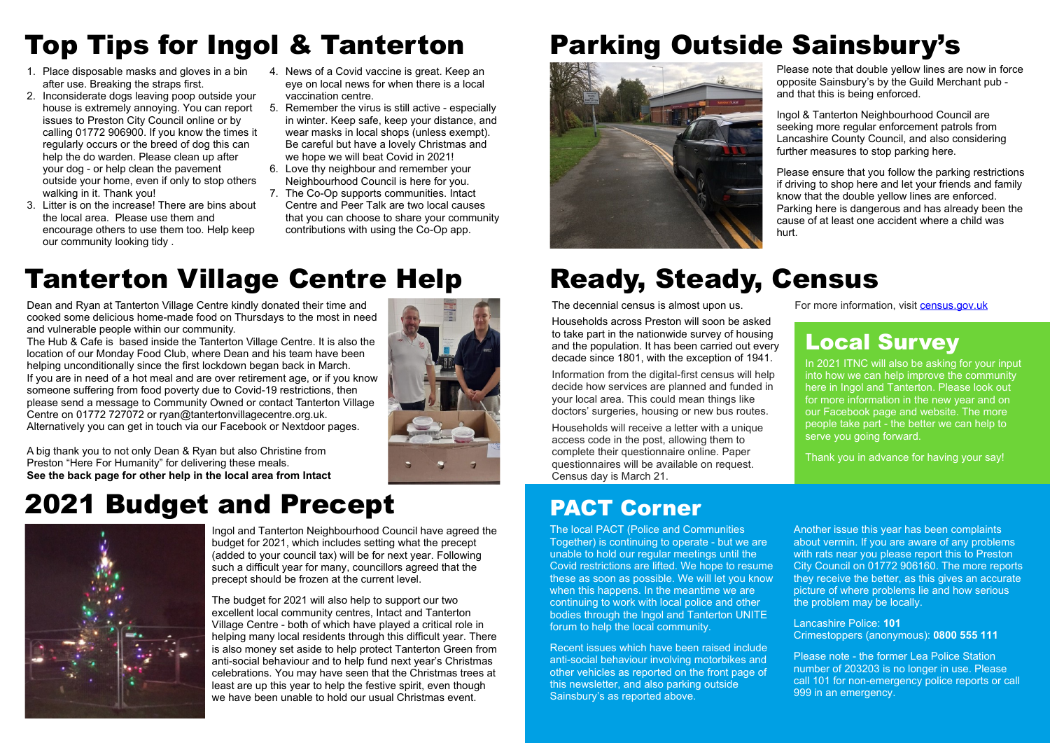# Top Tips for Ingol & Tanterton

1. Place disposable masks and gloves in a bin after use. Breaking the straps first.
2. Inconsiderate dogs leaving poop outside your house is extremely annoying. You can report issues to Preston City Council online or by calling 01772 906900. If you know the times it regularly occurs or the breed of dog this can help the do warden. Please clean up after your dog - or help clean the pavement outside your home, even if only to stop others walking in it. Thank you!
3. Litter is on the increase! There are bins about the local area. Please use them and encourage others to use them too. Help keep our community looking tidy .
4. News of a Covid vaccine is great. Keep an eye on local news for when there is a local vaccination centre.
5. Remember the virus is still active - especially in winter. Keep safe, keep your distance, and wear masks in local shops (unless exempt). Be careful but have a lovely Christmas and we hope we will beat Covid in 2021!
6. Love thy neighbour and remember your Neighbourhood Council is here for you.
7. The Co-Op supports communities. Intact Centre and Peer Talk are two local causes that you can choose to share your community contributions with using the Co-Op app.

# Parking Outside Sainsbury's

Please note that double yellow lines are now in force opposite Sainsbury's by the Guild Merchant pub - and that this is being enforced.

Ingol & Tanterton Neighbourhood Council are seeking more regular enforcement patrols from Lancashire County Council, and also considering further measures to stop parking here.

Please ensure that you follow the parking restrictions if driving to shop here and let your friends and family know that the double yellow lines are enforced. Parking here is dangerous and has already been the cause of at least one accident where a child was hurt.

# Tanterton Village Centre Help

Dean and Ryan at Tanterton Village Centre kindly donated their time and cooked some delicious home-made food on Thursdays to the most in need and vulnerable people within our community.
The Hub & Cafe is based inside the Tanterton Village Centre. It is also the location of our Monday Food Club, where Dean and his team have been helping unconditionally since the first lockdown began back in March.
If you are in need of a hot meal and are over retirement age, or if you know someone suffering from food poverty due to Covid-19 restrictions, then please send a message to Community Owned or contact Tanterton Village Centre on 01772 727072 or ryan@tantertonvillagecentre.org.uk.
Alternatively you can get in touch via our Facebook or Nextdoor pages.

A big thank you to not only Dean & Ryan but also Christine from Preston "Here For Humanity" for delivering these meals.
**See the back page for other help in the local area from Intact**

# Ready, Steady, Census

The decennial census is almost upon us.

Households across Preston will soon be asked to take part in the nationwide survey of housing and the population. It has been carried out every decade since 1801, with the exception of 1941.

Information from the digital-first census will help decide how services are planned and funded in your local area. This could mean things like doctors' surgeries, housing or new bus routes.

Households will receive a letter with a unique access code in the post, allowing them to complete their questionnaire online. Paper questionnaires will be available on request. Census day is March 21.

For more information, visit census.gov.uk

## Local Survey

In 2021 ITNC will also be asking for your input into how we can help improve the community here in Ingol and Tanterton. Please look out for more information in the new year and on our Facebook page and website. The more people take part - the better we can help to serve you going forward.

Thank you in advance for having your say!

# 2021 Budget and Precept

Ingol and Tanterton Neighbourhood Council have agreed the budget for 2021, which includes setting what the precept (added to your council tax) will be for next year. Following such a difficult year for many, councillors agreed that the precept should be frozen at the current level.

The budget for 2021 will also help to support our two excellent local community centres, Intact and Tanterton Village Centre - both of which have played a critical role in helping many local residents through this difficult year. There is also money set aside to help protect Tanterton Green from anti-social behaviour and to help fund next year's Christmas celebrations. You may have seen that the Christmas trees at least are up this year to help the festive spirit, even though we have been unable to hold our usual Christmas event.

# PACT Corner

The local PACT (Police and Communities Together) is continuing to operate - but we are unable to hold our regular meetings until the Covid restrictions are lifted. We hope to resume these as soon as possible. We will let you know when this happens. In the meantime we are continuing to work with local police and other bodies through the Ingol and Tanterton UNITE forum to help the local community.

Recent issues which have been raised include anti-social behaviour involving motorbikes and other vehicles as reported on the front page of this newsletter, and also parking outside Sainsbury's as reported above.

Another issue this year has been complaints about vermin. If you are aware of any problems with rats near you please report this to Preston City Council on 01772 906160. The more reports they receive the better, as this gives an accurate picture of where problems lie and how serious the problem may be locally.

Lancashire Police: **101**
Crimestoppers (anonymous): **0800 555 111**

Please note - the former Lea Police Station number of 203203 is no longer in use. Please call 101 for non-emergency police reports or call 999 in an emergency.